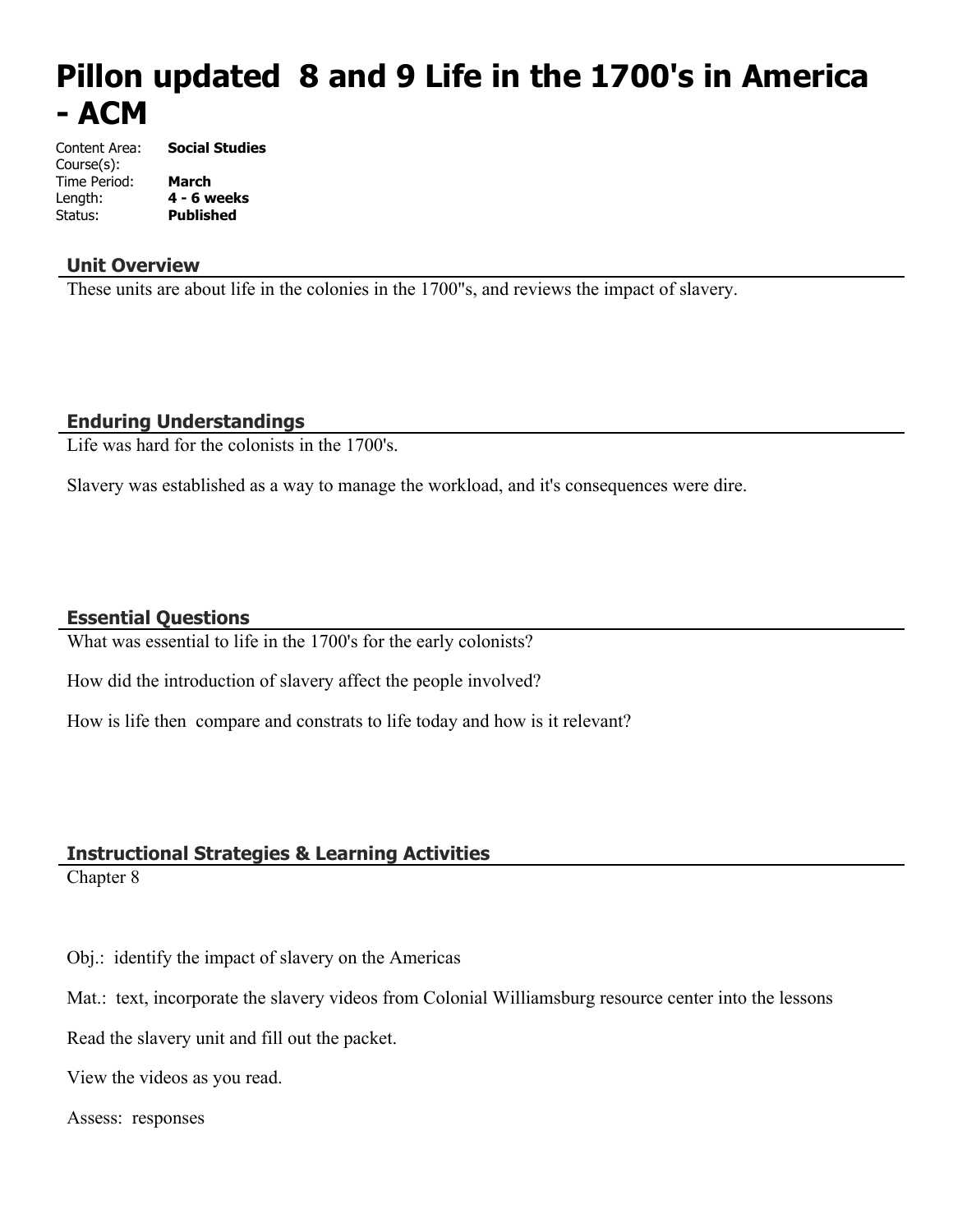# Pillon updated 8 and 9 Life in the 1700's in America - ACM

Content Area: **Social Studies**
Course(s):
Time Period: **March**
Length: **4 - 6 weeks**
Status: **Published**

## Unit Overview

These units are about life in the colonies in the 1700"s, and reviews the impact of slavery.

## Enduring Understandings

Life was hard for the colonists in the 1700's.

Slavery was established as a way to manage the workload, and it's consequences were dire.

## Essential Questions

What was essential to life in the 1700's for the early colonists?

How did the introduction of slavery affect the people involved?

How is life then compare and constrats to life today and how is it relevant?

## Instructional Strategies & Learning Activities

Chapter 8

Obj.: identify the impact of slavery on the Americas

Mat.: text, incorporate the slavery videos from Colonial Williamsburg resource center into the lessons

Read the slavery unit and fill out the packet.

View the videos as you read.

Assess: responses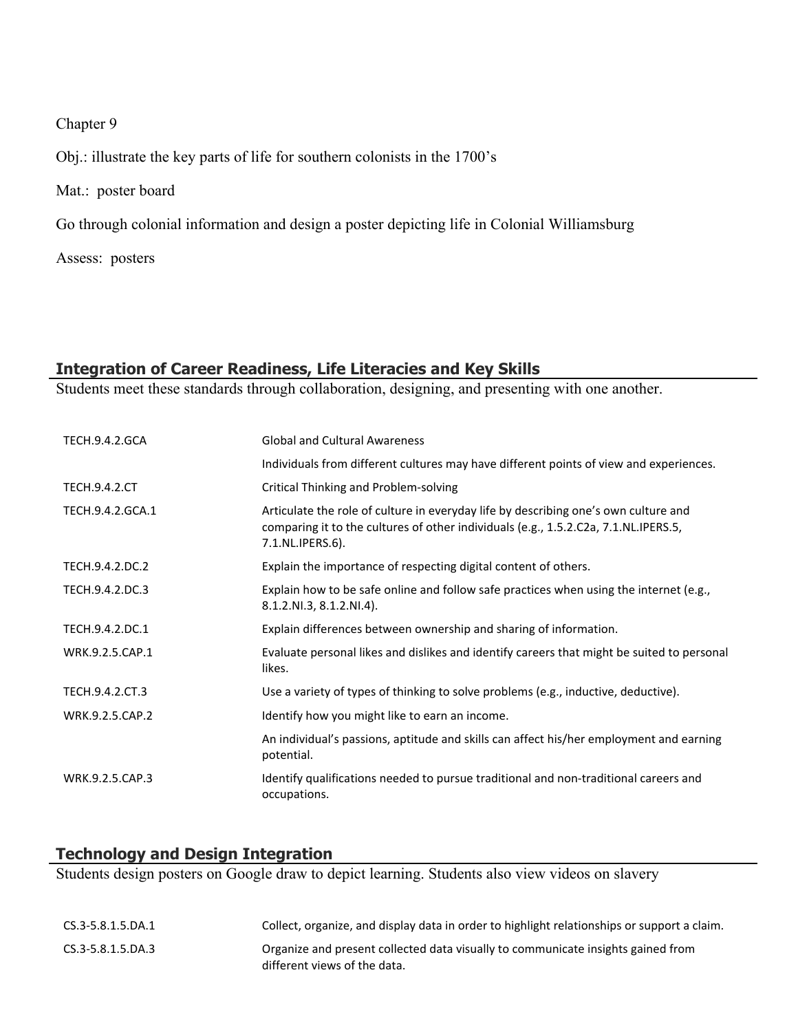Chapter 9

Obj.: illustrate the key parts of life for southern colonists in the 1700's

Mat.: poster board

Go through colonial information and design a poster depicting life in Colonial Williamsburg

Assess: posters

## Integration of Career Readiness, Life Literacies and Key Skills

Students meet these standards through collaboration, designing, and presenting with one another.

| | |
|---|---|
| TECH.9.4.2.GCA | Global and Cultural Awareness |
| | Individuals from different cultures may have different points of view and experiences. |
| TECH.9.4.2.CT | Critical Thinking and Problem-solving |
| TECH.9.4.2.GCA.1 | Articulate the role of culture in everyday life by describing one's own culture and comparing it to the cultures of other individuals (e.g., 1.5.2.C2a, 7.1.NL.IPERS.5, 7.1.NL.IPERS.6). |
| TECH.9.4.2.DC.2 | Explain the importance of respecting digital content of others. |
| TECH.9.4.2.DC.3 | Explain how to be safe online and follow safe practices when using the internet (e.g., 8.1.2.NI.3, 8.1.2.NI.4). |
| TECH.9.4.2.DC.1 | Explain differences between ownership and sharing of information. |
| WRK.9.2.5.CAP.1 | Evaluate personal likes and dislikes and identify careers that might be suited to personal likes. |
| TECH.9.4.2.CT.3 | Use a variety of types of thinking to solve problems (e.g., inductive, deductive). |
| WRK.9.2.5.CAP.2 | Identify how you might like to earn an income. |
| | An individual's passions, aptitude and skills can affect his/her employment and earning potential. |
| WRK.9.2.5.CAP.3 | Identify qualifications needed to pursue traditional and non-traditional careers and occupations. |

## Technology and Design Integration

Students design posters on Google draw to depict learning. Students also view videos on slavery

| | |
|---|---|
| CS.3-5.8.1.5.DA.1 | Collect, organize, and display data in order to highlight relationships or support a claim. |
| CS.3-5.8.1.5.DA.3 | Organize and present collected data visually to communicate insights gained from different views of the data. |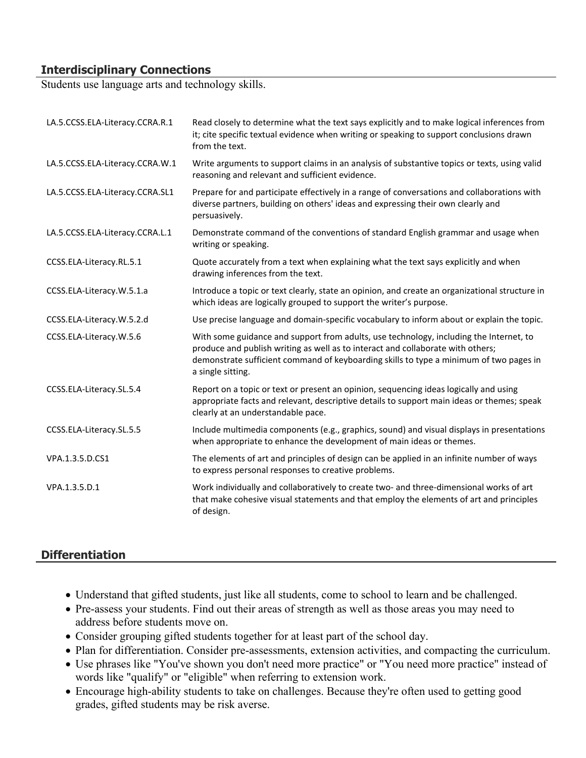## Interdisciplinary Connections

Students use language arts and technology skills.

| | |
|---|---|
| LA.5.CCSS.ELA-Literacy.CCRA.R.1 | Read closely to determine what the text says explicitly and to make logical inferences from it; cite specific textual evidence when writing or speaking to support conclusions drawn from the text. |
| LA.5.CCSS.ELA-Literacy.CCRA.W.1 | Write arguments to support claims in an analysis of substantive topics or texts, using valid reasoning and relevant and sufficient evidence. |
| LA.5.CCSS.ELA-Literacy.CCRA.SL1 | Prepare for and participate effectively in a range of conversations and collaborations with diverse partners, building on others' ideas and expressing their own clearly and persuasively. |
| LA.5.CCSS.ELA-Literacy.CCRA.L.1 | Demonstrate command of the conventions of standard English grammar and usage when writing or speaking. |
| CCSS.ELA-Literacy.RL.5.1 | Quote accurately from a text when explaining what the text says explicitly and when drawing inferences from the text. |
| CCSS.ELA-Literacy.W.5.1.a | Introduce a topic or text clearly, state an opinion, and create an organizational structure in which ideas are logically grouped to support the writer's purpose. |
| CCSS.ELA-Literacy.W.5.2.d | Use precise language and domain-specific vocabulary to inform about or explain the topic. |
| CCSS.ELA-Literacy.W.5.6 | With some guidance and support from adults, use technology, including the Internet, to produce and publish writing as well as to interact and collaborate with others; demonstrate sufficient command of keyboarding skills to type a minimum of two pages in a single sitting. |
| CCSS.ELA-Literacy.SL.5.4 | Report on a topic or text or present an opinion, sequencing ideas logically and using appropriate facts and relevant, descriptive details to support main ideas or themes; speak clearly at an understandable pace. |
| CCSS.ELA-Literacy.SL.5.5 | Include multimedia components (e.g., graphics, sound) and visual displays in presentations when appropriate to enhance the development of main ideas or themes. |
| VPA.1.3.5.D.CS1 | The elements of art and principles of design can be applied in an infinite number of ways to express personal responses to creative problems. |
| VPA.1.3.5.D.1 | Work individually and collaboratively to create two- and three-dimensional works of art that make cohesive visual statements and that employ the elements of art and principles of design. |

## Differentiation

- Understand that gifted students, just like all students, come to school to learn and be challenged.
- Pre-assess your students. Find out their areas of strength as well as those areas you may need to address before students move on.
- Consider grouping gifted students together for at least part of the school day.
- Plan for differentiation. Consider pre-assessments, extension activities, and compacting the curriculum.
- Use phrases like "You've shown you don't need more practice" or "You need more practice" instead of words like "qualify" or "eligible" when referring to extension work.
- Encourage high-ability students to take on challenges. Because they're often used to getting good grades, gifted students may be risk averse.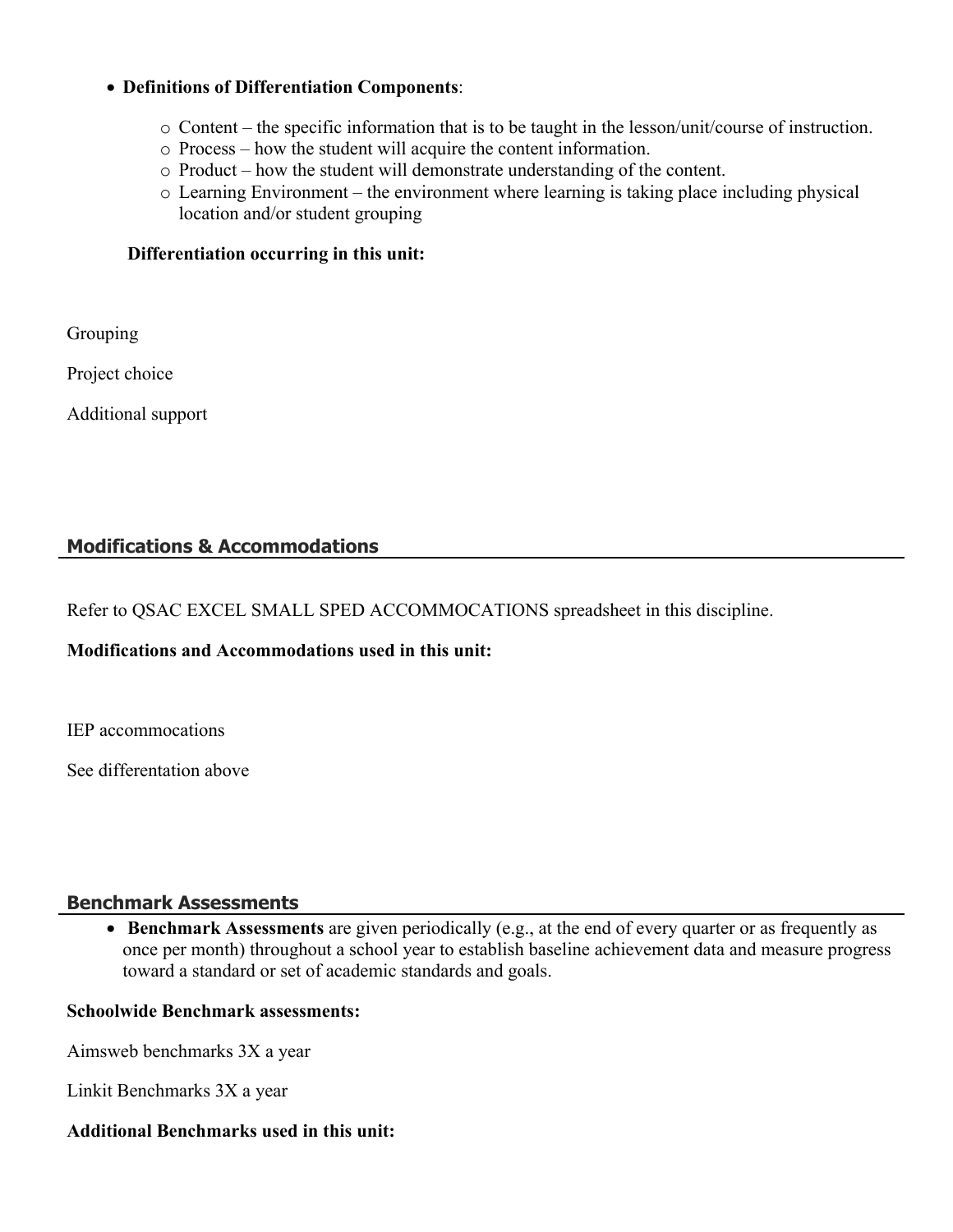- **Definitions of Differentiation Components**:
  - Content – the specific information that is to be taught in the lesson/unit/course of instruction.
  - Process – how the student will acquire the content information.
  - Product – how the student will demonstrate understanding of the content.
  - Learning Environment – the environment where learning is taking place including physical location and/or student grouping

**Differentiation occurring in this unit:**

Grouping

Project choice

Additional support

## Modifications & Accommodations

Refer to QSAC EXCEL SMALL SPED ACCOMMOCATIONS spreadsheet in this discipline.

**Modifications and Accommodations used in this unit:**

IEP accommocations

See differentation above

## Benchmark Assessments

- **Benchmark Assessments** are given periodically (e.g., at the end of every quarter or as frequently as once per month) throughout a school year to establish baseline achievement data and measure progress toward a standard or set of academic standards and goals.

**Schoolwide Benchmark assessments:**

Aimsweb benchmarks 3X a year

Linkit Benchmarks 3X a year

**Additional Benchmarks used in this unit:**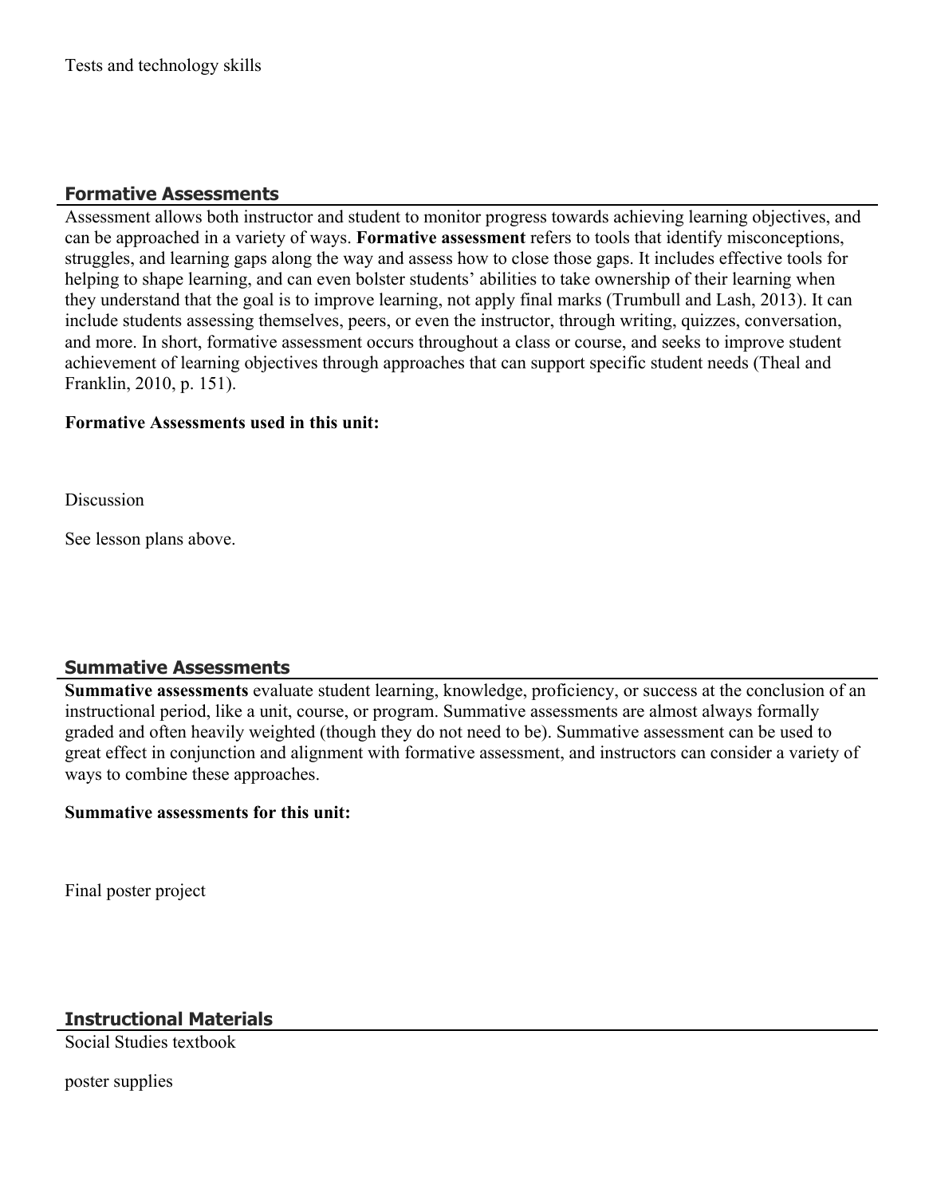Tests and technology skills

## Formative Assessments

Assessment allows both instructor and student to monitor progress towards achieving learning objectives, and can be approached in a variety of ways. **Formative assessment** refers to tools that identify misconceptions, struggles, and learning gaps along the way and assess how to close those gaps. It includes effective tools for helping to shape learning, and can even bolster students' abilities to take ownership of their learning when they understand that the goal is to improve learning, not apply final marks (Trumbull and Lash, 2013). It can include students assessing themselves, peers, or even the instructor, through writing, quizzes, conversation, and more. In short, formative assessment occurs throughout a class or course, and seeks to improve student achievement of learning objectives through approaches that can support specific student needs (Theal and Franklin, 2010, p. 151).

**Formative Assessments used in this unit:**

Discussion

See lesson plans above.

## Summative Assessments

**Summative assessments** evaluate student learning, knowledge, proficiency, or success at the conclusion of an instructional period, like a unit, course, or program. Summative assessments are almost always formally graded and often heavily weighted (though they do not need to be). Summative assessment can be used to great effect in conjunction and alignment with formative assessment, and instructors can consider a variety of ways to combine these approaches.

**Summative assessments for this unit:**

Final poster project

## Instructional Materials

Social Studies textbook

poster supplies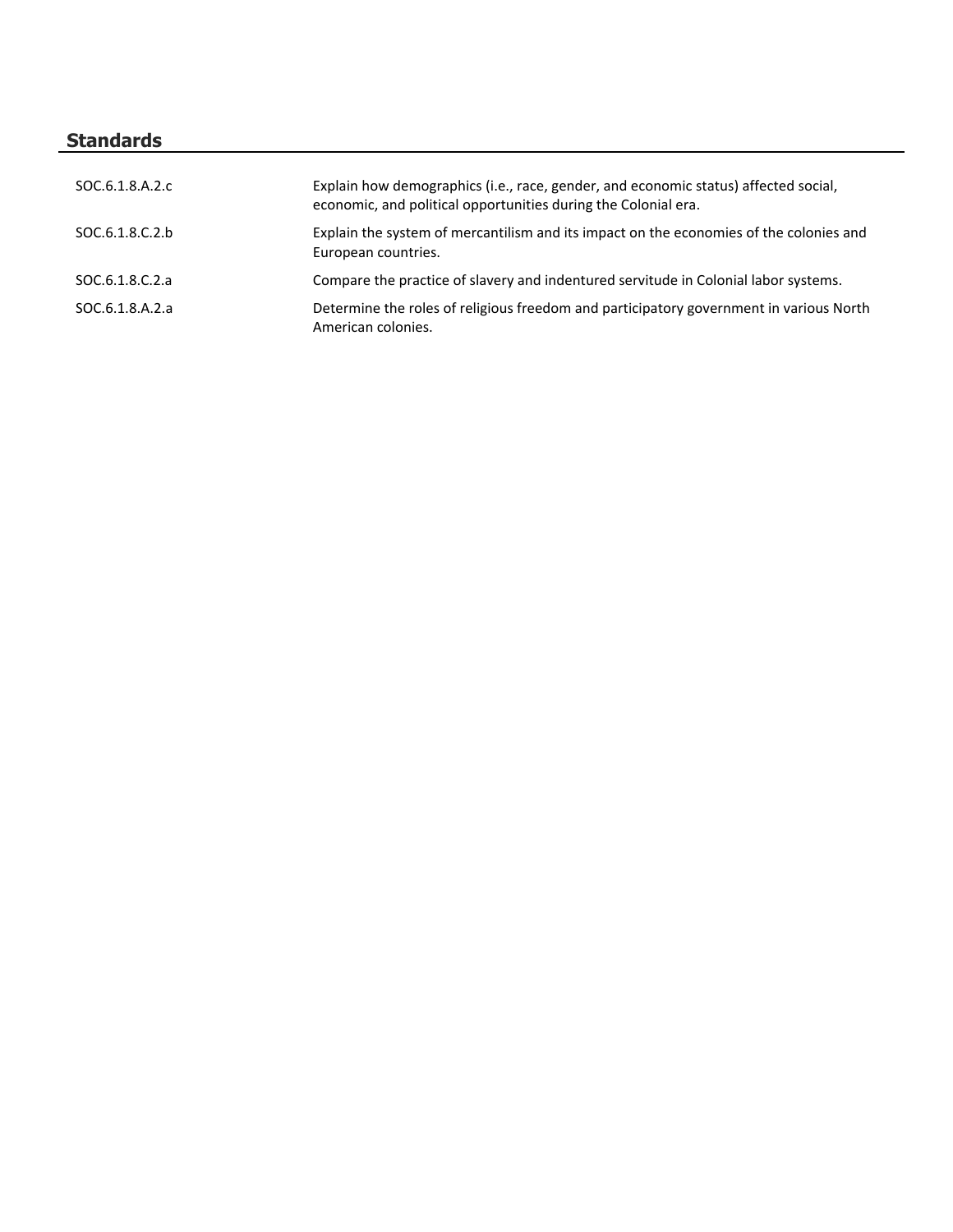## Standards

| | |
|---|---|
| SOC.6.1.8.A.2.c | Explain how demographics (i.e., race, gender, and economic status) affected social, economic, and political opportunities during the Colonial era. |
| SOC.6.1.8.C.2.b | Explain the system of mercantilism and its impact on the economies of the colonies and European countries. |
| SOC.6.1.8.C.2.a | Compare the practice of slavery and indentured servitude in Colonial labor systems. |
| SOC.6.1.8.A.2.a | Determine the roles of religious freedom and participatory government in various North American colonies. |